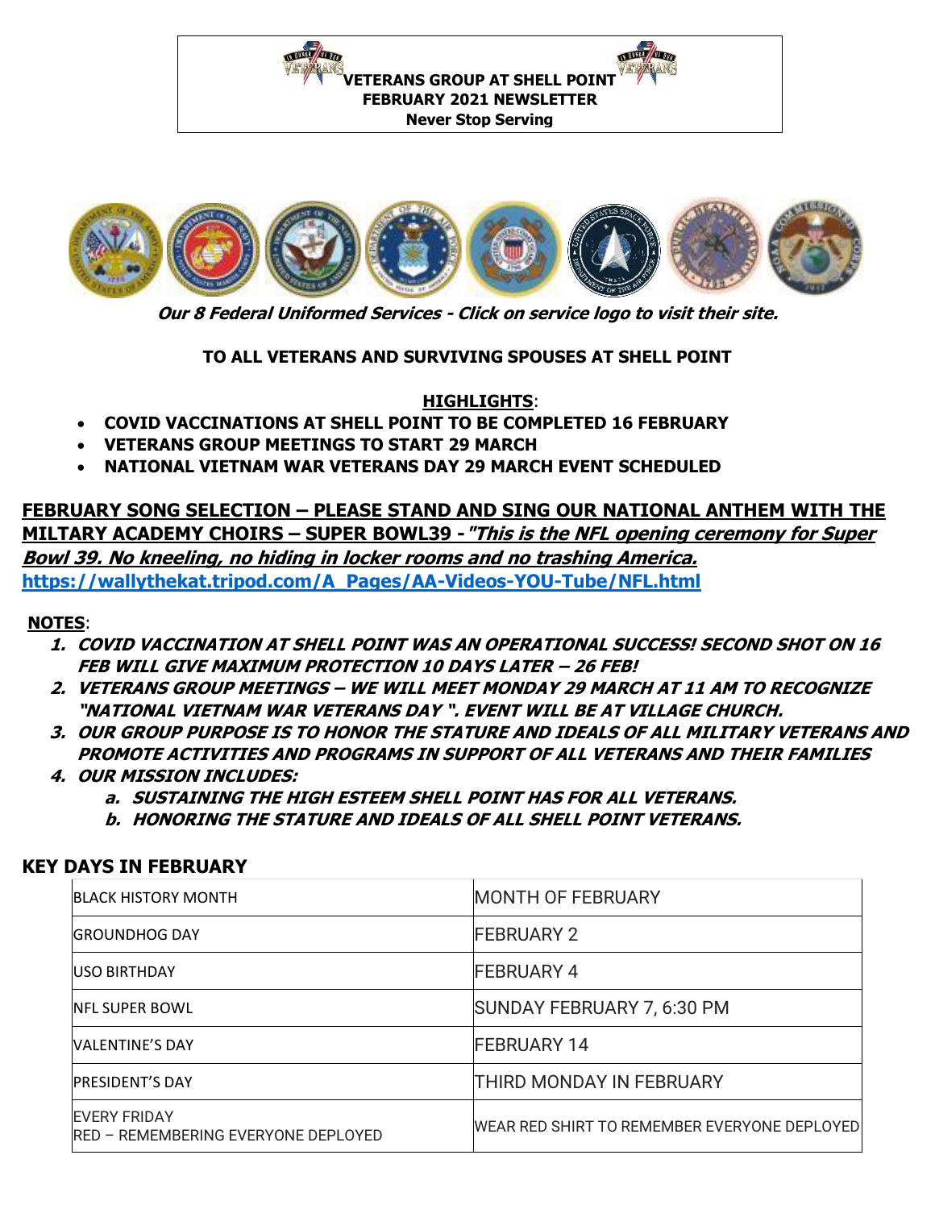# VETERANS GROUP AT SHELL POINT

**FEBRUARY 2021 NEWSLETTER**

**Never Stop Serving**

***Our 8 Federal Uniformed Services - Click on service logo to visit their site.***

**TO ALL VETERANS AND SURVIVING SPOUSES AT SHELL POINT**

**HIGHLIGHTS**:

- **COVID VACCINATIONS AT SHELL POINT TO BE COMPLETED 16 FEBRUARY**
- **VETERANS GROUP MEETINGS TO START 29 MARCH**
- **NATIONAL VIETNAM WAR VETERANS DAY 29 MARCH EVENT SCHEDULED**

**FEBRUARY SONG SELECTION – PLEASE STAND AND SING OUR NATIONAL ANTHEM WITH THE MILTARY ACADEMY CHOIRS – SUPER BOWL39 - *"This is the NFL opening ceremony for Super Bowl 39. No kneeling, no hiding in locker rooms and no trashing America.***
**https://wallythekat.tripod.com/A_Pages/AA-Videos-YOU-Tube/NFL.html**

**NOTES**:

1. ***COVID VACCINATION AT SHELL POINT WAS AN OPERATIONAL SUCCESS! SECOND SHOT ON 16 FEB WILL GIVE MAXIMUM PROTECTION 10 DAYS LATER – 26 FEB!***
2. ***VETERANS GROUP MEETINGS – WE WILL MEET MONDAY 29 MARCH AT 11 AM TO RECOGNIZE "NATIONAL VIETNAM WAR VETERANS DAY ". EVENT WILL BE AT VILLAGE CHURCH.***
3. ***OUR GROUP PURPOSE IS TO HONOR THE STATURE AND IDEALS OF ALL MILITARY VETERANS AND PROMOTE ACTIVITIES AND PROGRAMS IN SUPPORT OF ALL VETERANS AND THEIR FAMILIES***
4. ***OUR MISSION INCLUDES:***
   a. ***SUSTAINING THE HIGH ESTEEM SHELL POINT HAS FOR ALL VETERANS.***
   b. ***HONORING THE STATURE AND IDEALS OF ALL SHELL POINT VETERANS.***

## KEY DAYS IN FEBRUARY

| | |
|---|---|
| BLACK HISTORY MONTH | MONTH OF FEBRUARY |
| GROUNDHOG DAY | FEBRUARY 2 |
| USO BIRTHDAY | FEBRUARY 4 |
| NFL SUPER BOWL | SUNDAY FEBRUARY 7, 6:30 PM |
| VALENTINE'S DAY | FEBRUARY 14 |
| PRESIDENT'S DAY | THIRD MONDAY IN FEBRUARY |
| EVERY FRIDAY<br>RED – REMEMBERING EVERYONE DEPLOYED | WEAR RED SHIRT TO REMEMBER EVERYONE DEPLOYED |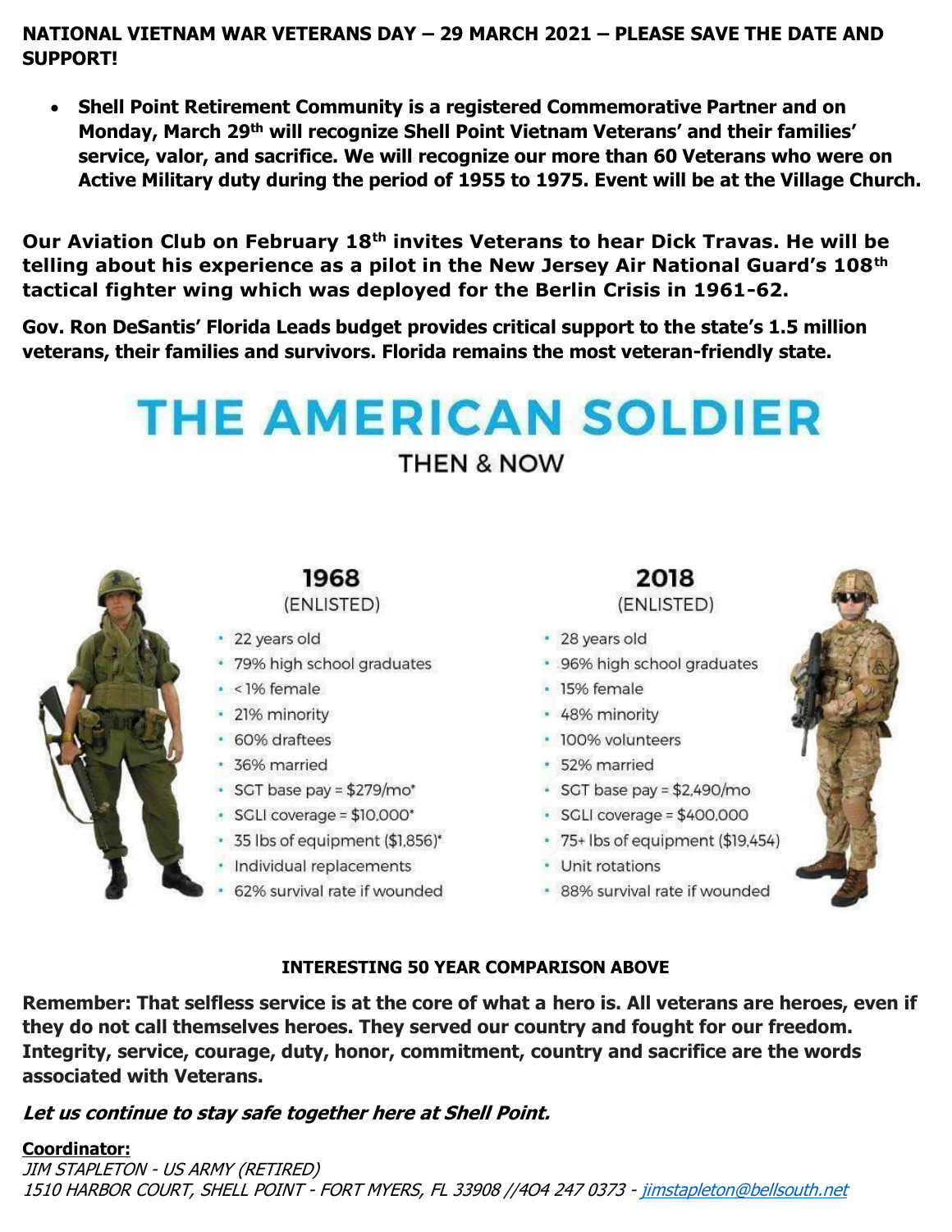**NATIONAL VIETNAM WAR VETERANS DAY – 29 MARCH 2021 – PLEASE SAVE THE DATE AND SUPPORT!**

- **Shell Point Retirement Community is a registered Commemorative Partner and on Monday, March 29th will recognize Shell Point Vietnam Veterans' and their families' service, valor, and sacrifice. We will recognize our more than 60 Veterans who were on Active Military duty during the period of 1955 to 1975. Event will be at the Village Church.**

**Our Aviation Club on February 18th invites Veterans to hear Dick Travas. He will be telling about his experience as a pilot in the New Jersey Air National Guard's 108th tactical fighter wing which was deployed for the Berlin Crisis in 1961-62.**

**Gov. Ron DeSantis' Florida Leads budget provides critical support to the state's 1.5 million veterans, their families and survivors. Florida remains the most veteran-friendly state.**

# THE AMERICAN SOLDIER

THEN & NOW

## 1968
(ENLISTED)

- 22 years old
- 79% high school graduates
- < 1% female
- 21% minority
- 60% draftees
- 36% married
- SGT base pay = $279/mo*
- SGLI coverage = $10,000*
- 35 lbs of equipment ($1,856)*
- Individual replacements
- 62% survival rate if wounded

## 2018
(ENLISTED)

- 28 years old
- 96% high school graduates
- 15% female
- 48% minority
- 100% volunteers
- 52% married
- SGT base pay = $2,490/mo
- SGLI coverage = $400,000
- 75+ lbs of equipment ($19,454)
- Unit rotations
- 88% survival rate if wounded

**INTERESTING 50 YEAR COMPARISON ABOVE**

**Remember: That selfless service is at the core of what a hero is. All veterans are heroes, even if they do not call themselves heroes. They served our country and fought for our freedom. Integrity, service, courage, duty, honor, commitment, country and sacrifice are the words associated with Veterans.**

***Let us continue to stay safe together here at Shell Point.***

**Coordinator:**

*JIM STAPLETON - US ARMY (RETIRED)*
*1510 HARBOR COURT, SHELL POINT - FORT MYERS, FL 33908 //404 247 0373 - jimstapleton@bellsouth.net*